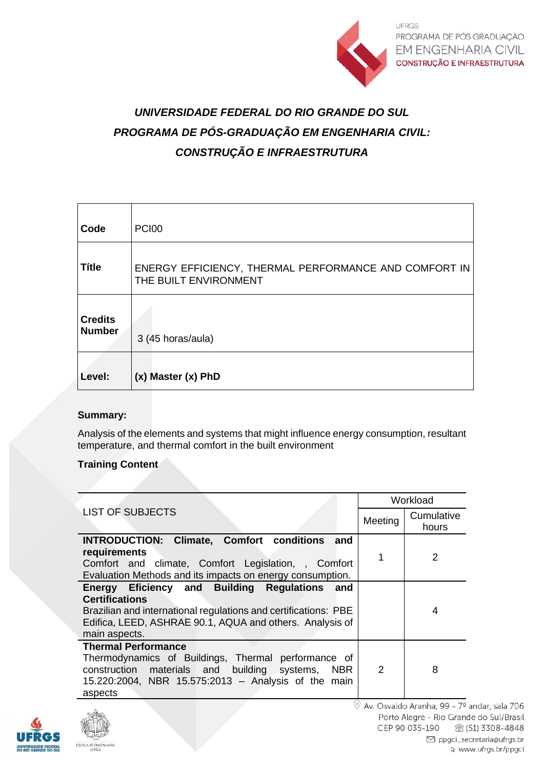# UNIVERSIDADE FEDERAL DO RIO GRANDE DO SUL
# PROGRAMA DE PÓS-GRADUAÇÃO EM ENGENHARIA CIVIL: CONSTRUÇÃO E INFRAESTRUTURA

| **Code** | PCI00 |
|---|---|
| **Títle** | ENERGY EFFICIENCY, THERMAL PERFORMANCE AND COMFORT IN THE BUILT ENVIRONMENT |
| **Credits Number** | 3 (45 horas/aula) |
| **Level:** | **(x) Master (x) PhD** |

**Summary:**

Analysis of the elements and systems that might influence energy consumption, resultant temperature, and thermal comfort in the built environment

**Training Content**

| LIST OF SUBJECTS | Workload | |
|---|---|---|
| | Meeting | Cumulative hours |
| **INTRODUCTION: Climate, Comfort conditions and requirements** Comfort and climate, Comfort Legislation, , Comfort Evaluation Methods and its impacts on energy consumption. | 1 | 2 |
| **Energy Eficiency and Building Regulations and Certifications** Brazilian and international regulations and certifications: PBE Edifica, LEED, ASHRAE 90.1, AQUA and others. Analysis of main aspects. | | 4 |
| **Thermal Performance** Thermodynamics of Buildings, Thermal performance of construction materials and building systems, NBR 15.220:2004, NBR 15.575:2013 – Analysis of the main aspects | 2 | 8 |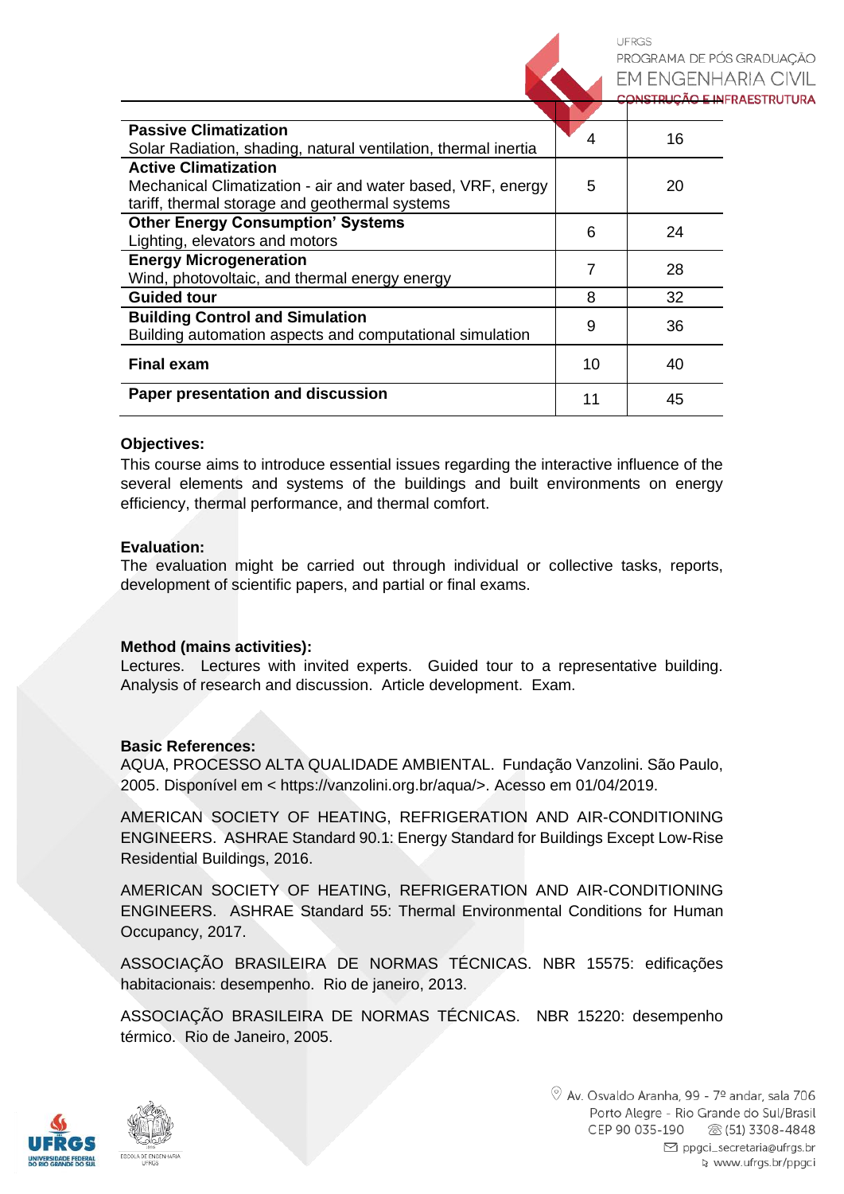| | | |
|---|---|---|
| **Passive Climatization**<br>Solar Radiation, shading, natural ventilation, thermal inertia | 4 | 16 |
| **Active Climatization**<br>Mechanical Climatization - air and water based, VRF, energy tariff, thermal storage and geothermal systems | 5 | 20 |
| **Other Energy Consumption' Systems**<br>Lighting, elevators and motors | 6 | 24 |
| **Energy Microgeneration**<br>Wind, photovoltaic, and thermal energy energy | 7 | 28 |
| **Guided tour** | 8 | 32 |
| **Building Control and Simulation**<br>Building automation aspects and computational simulation | 9 | 36 |
| **Final exam** | 10 | 40 |
| **Paper presentation and discussion** | 11 | 45 |

**Objectives:**

This course aims to introduce essential issues regarding the interactive influence of the several elements and systems of the buildings and built environments on energy efficiency, thermal performance, and thermal comfort.

**Evaluation:**

The evaluation might be carried out through individual or collective tasks, reports, development of scientific papers, and partial or final exams.

**Method (mains activities):**

Lectures. Lectures with invited experts. Guided tour to a representative building. Analysis of research and discussion. Article development. Exam.

**Basic References:**

AQUA, PROCESSO ALTA QUALIDADE AMBIENTAL. Fundação Vanzolini. São Paulo, 2005. Disponível em < https://vanzolini.org.br/aqua/>. Acesso em 01/04/2019.

AMERICAN SOCIETY OF HEATING, REFRIGERATION AND AIR-CONDITIONING ENGINEERS. ASHRAE Standard 90.1: Energy Standard for Buildings Except Low-Rise Residential Buildings, 2016.

AMERICAN SOCIETY OF HEATING, REFRIGERATION AND AIR-CONDITIONING ENGINEERS. ASHRAE Standard 55: Thermal Environmental Conditions for Human Occupancy, 2017.

ASSOCIAÇÃO BRASILEIRA DE NORMAS TÉCNICAS. NBR 15575: edificações habitacionais: desempenho. Rio de janeiro, 2013.

ASSOCIAÇÃO BRASILEIRA DE NORMAS TÉCNICAS. NBR 15220: desempenho térmico. Rio de Janeiro, 2005.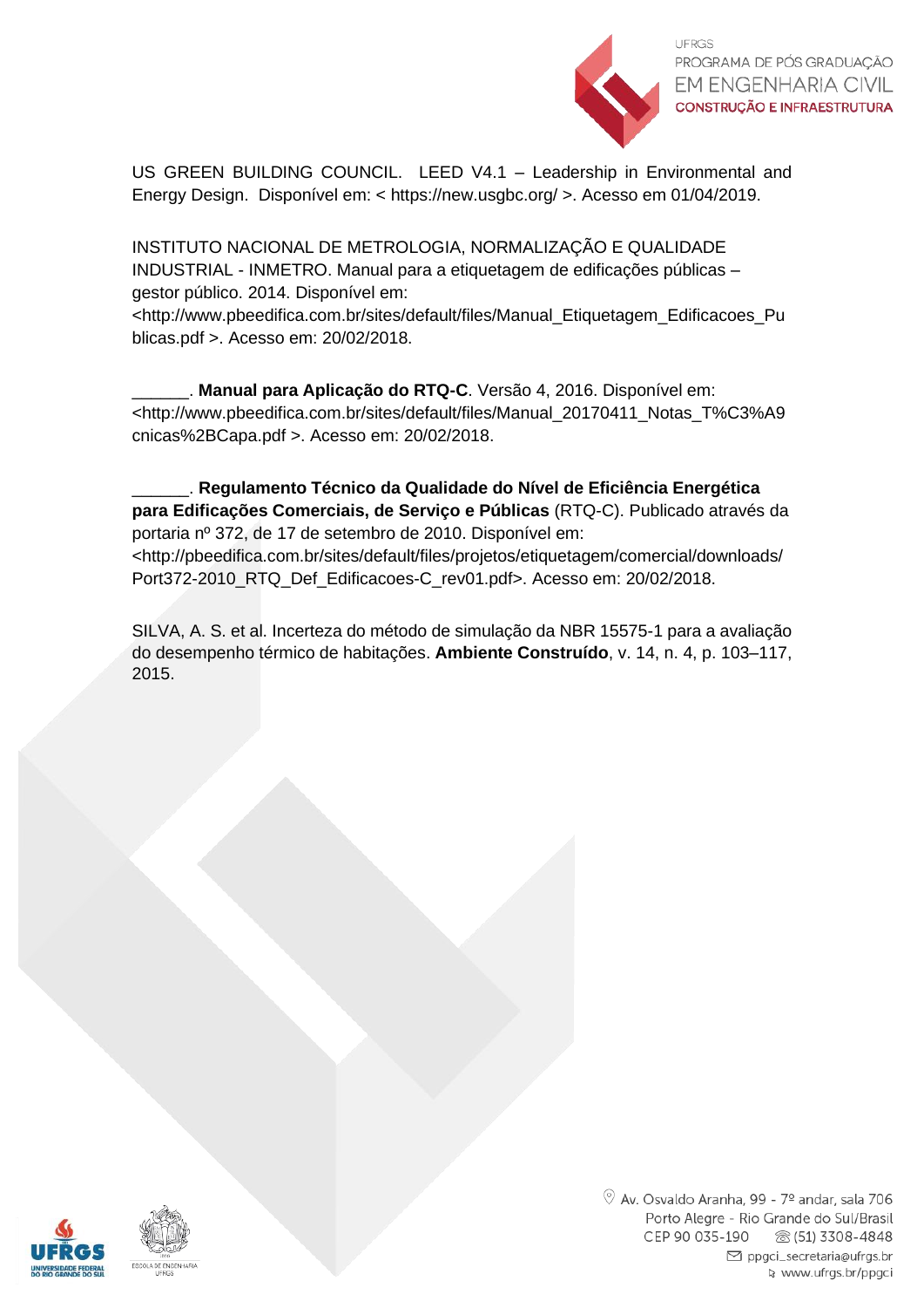US GREEN BUILDING COUNCIL. LEED V4.1 – Leadership in Environmental and Energy Design. Disponível em: < https://new.usgbc.org/ >. Acesso em 01/04/2019.

INSTITUTO NACIONAL DE METROLOGIA, NORMALIZAÇÃO E QUALIDADE INDUSTRIAL - INMETRO. Manual para a etiquetagem de edificações públicas – gestor público. 2014. Disponível em: <http://www.pbeedifica.com.br/sites/default/files/Manual_Etiquetagem_Edificacoes_Publicas.pdf >. Acesso em: 20/02/2018.

______. **Manual para Aplicação do RTQ-C**. Versão 4, 2016. Disponível em: <http://www.pbeedifica.com.br/sites/default/files/Manual_20170411_Notas_T%C3%A9cnicas%2BCapa.pdf >. Acesso em: 20/02/2018.

______. **Regulamento Técnico da Qualidade do Nível de Eficiência Energética para Edificações Comerciais, de Serviço e Públicas** (RTQ-C). Publicado através da portaria nº 372, de 17 de setembro de 2010. Disponível em: <http://pbeedifica.com.br/sites/default/files/projetos/etiquetagem/comercial/downloads/Port372-2010_RTQ_Def_Edificacoes-C_rev01.pdf>. Acesso em: 20/02/2018.

SILVA, A. S. et al. Incerteza do método de simulação da NBR 15575-1 para a avaliação do desempenho térmico de habitações. **Ambiente Construído**, v. 14, n. 4, p. 103–117, 2015.